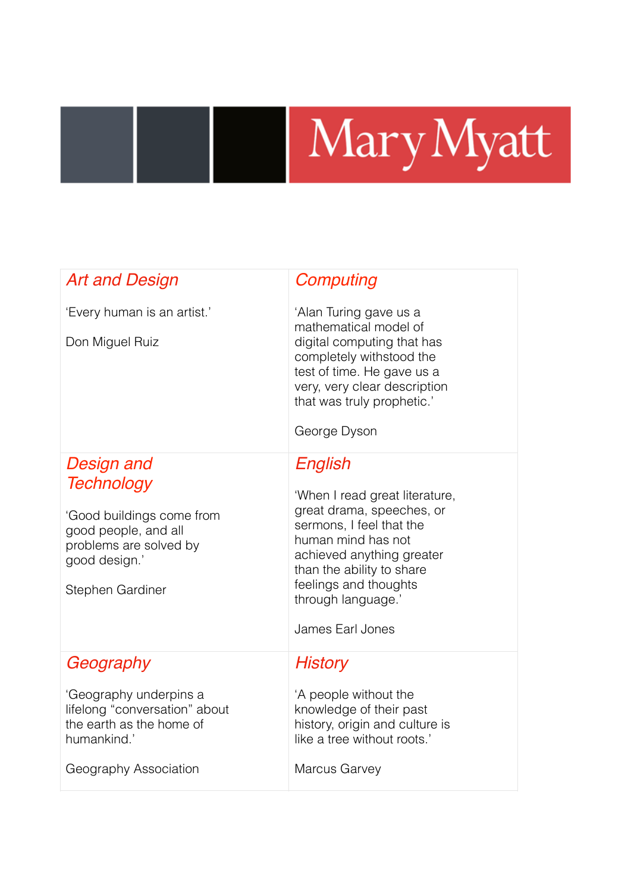# Mary Myatt

| | |
|---|---|
| ***Art and Design***<br><br>'Every human is an artist.'<br><br>Don Miguel Ruiz | ***Computing***<br><br>'Alan Turing gave us a mathematical model of digital computing that has completely withstood the test of time. He gave us a very, very clear description that was truly prophetic.'<br><br>George Dyson |
| ***Design and Technology***<br><br>'Good buildings come from good people, and all problems are solved by good design.'<br><br>Stephen Gardiner | ***English***<br><br>'When I read great literature, great drama, speeches, or sermons, I feel that the human mind has not achieved anything greater than the ability to share feelings and thoughts through language.'<br><br>James Earl Jones |
| ***Geography***<br><br>'Geography underpins a lifelong "conversation" about the earth as the home of humankind.'<br><br>Geography Association | ***History***<br><br>'A people without the knowledge of their past history, origin and culture is like a tree without roots.'<br><br>Marcus Garvey |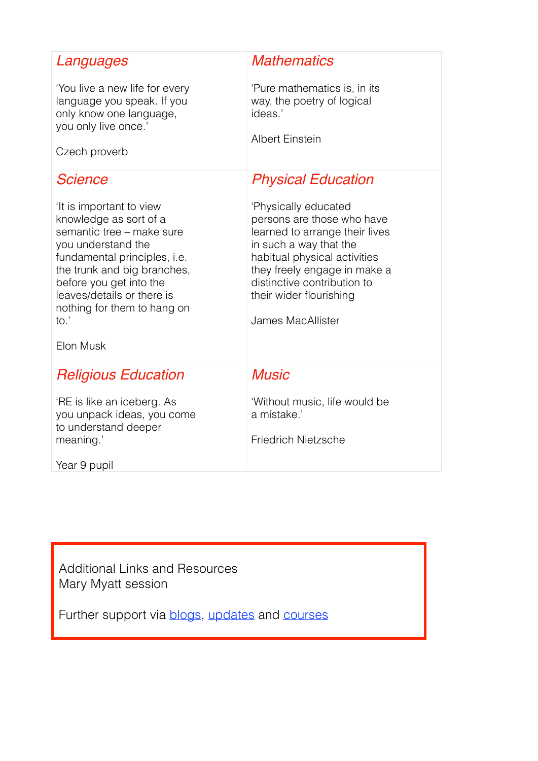| | |
|---|---|
| ***Languages***<br><br>'You live a new life for every language you speak. If you only know one language, you only live once.'<br><br>Czech proverb | ***Mathematics***<br><br>'Pure mathematics is, in its way, the poetry of logical ideas.'<br><br>Albert Einstein |
| ***Science***<br><br>'It is important to view knowledge as sort of a semantic tree – make sure you understand the fundamental principles, i.e. the trunk and big branches, before you get into the leaves/details or there is nothing for them to hang on to.'<br><br>Elon Musk | ***Physical Education***<br><br>'Physically educated persons are those who have learned to arrange their lives in such a way that the habitual physical activities they freely engage in make a distinctive contribution to their wider flourishing<br><br>James MacAllister |
| ***Religious Education***<br><br>'RE is like an iceberg. As you unpack ideas, you come to understand deeper meaning.'<br><br>Year 9 pupil | ***Music***<br><br>'Without music, life would be a mistake.'<br><br>Friedrich Nietzsche |

Additional Links and Resources
Mary Myatt session

Further support via blogs, updates and courses